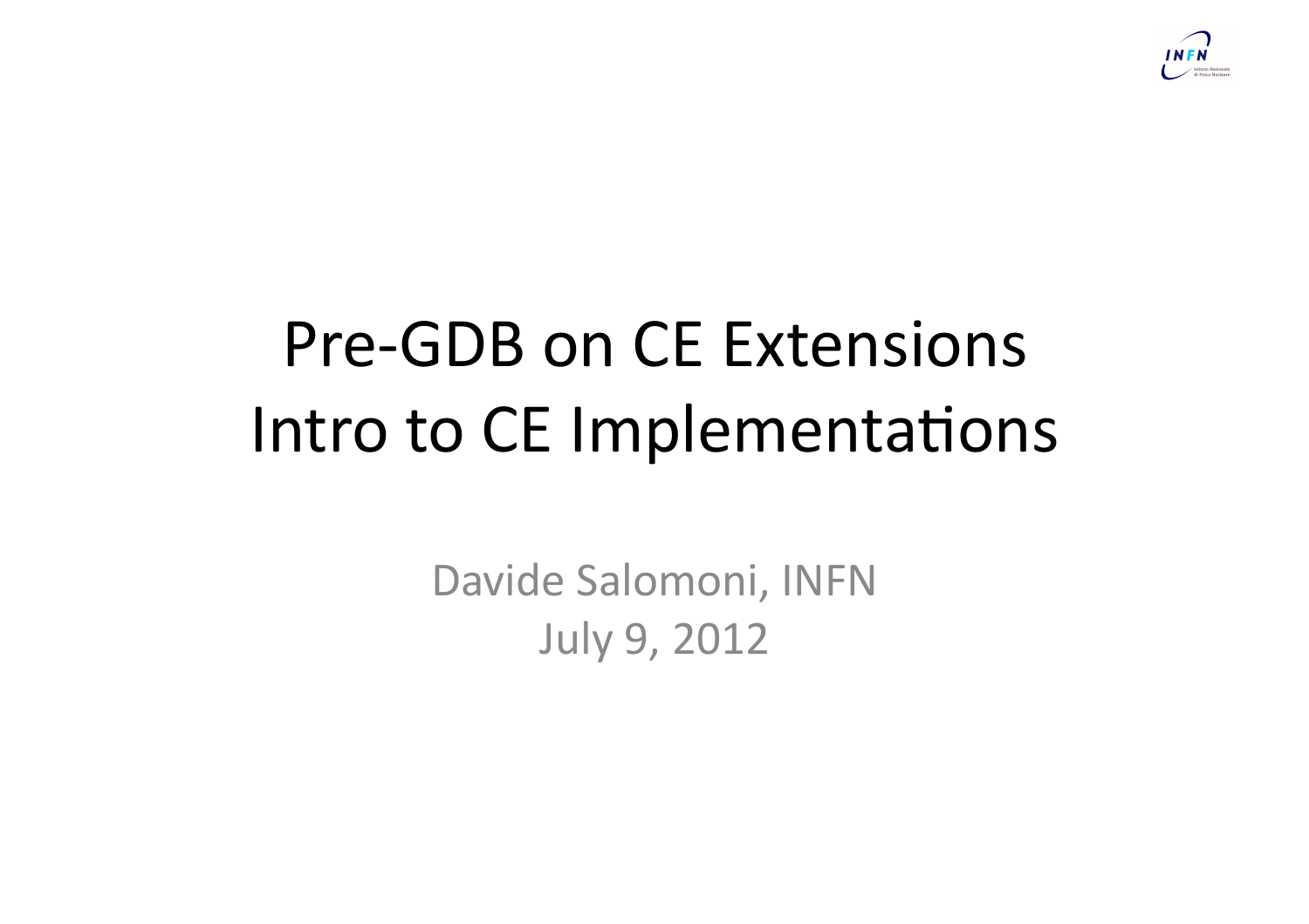# Pre-GDB on CE Extensions
# Intro to CE Implementations

Davide Salomoni, INFN

July 9, 2012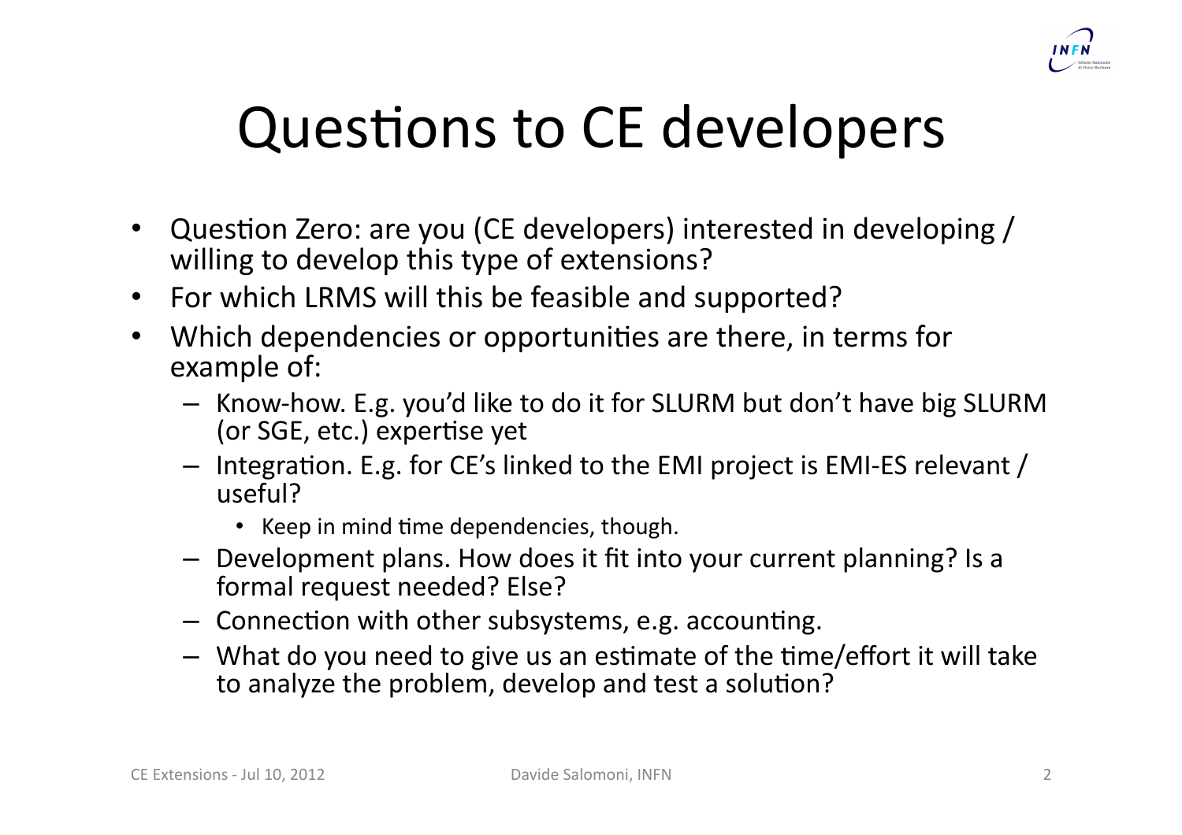# Questions to CE developers

- Question Zero: are you (CE developers) interested in developing / willing to develop this type of extensions?
- For which LRMS will this be feasible and supported?
- Which dependencies or opportunities are there, in terms for example of:
  - Know-how. E.g. you'd like to do it for SLURM but don't have big SLURM (or SGE, etc.) expertise yet
  - Integration. E.g. for CE's linked to the EMI project is EMI-ES relevant / useful?
    - Keep in mind time dependencies, though.
  - Development plans. How does it fit into your current planning? Is a formal request needed? Else?
  - Connection with other subsystems, e.g. accounting.
  - What do you need to give us an estimate of the time/effort it will take to analyze the problem, develop and test a solution?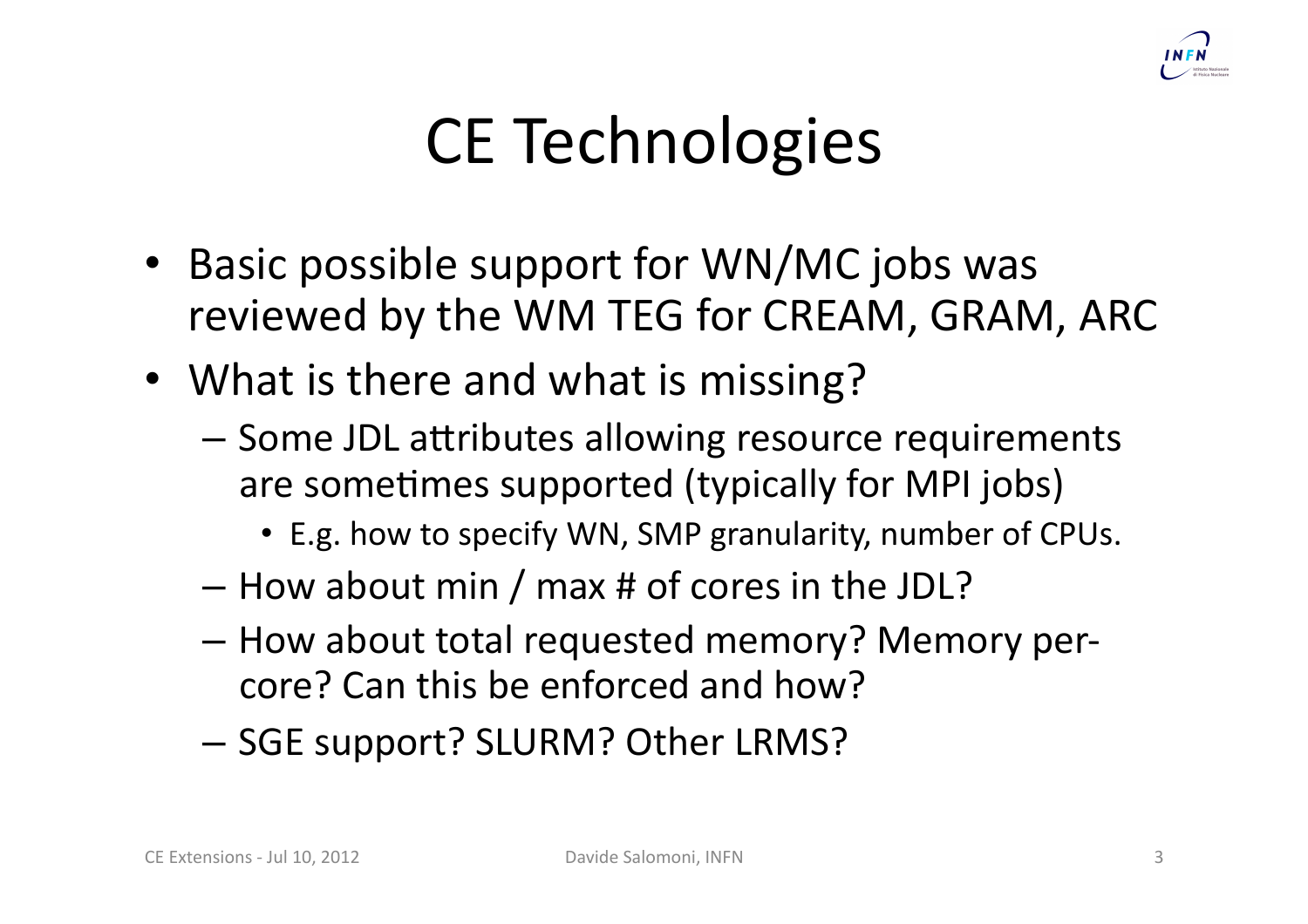# CE Technologies

- Basic possible support for WN/MC jobs was reviewed by the WM TEG for CREAM, GRAM, ARC
- What is there and what is missing?
  - Some JDL attributes allowing resource requirements are sometimes supported (typically for MPI jobs)
    - E.g. how to specify WN, SMP granularity, number of CPUs.
  - How about min / max # of cores in the JDL?
  - How about total requested memory? Memory per-core? Can this be enforced and how?
  - SGE support? SLURM? Other LRMS?